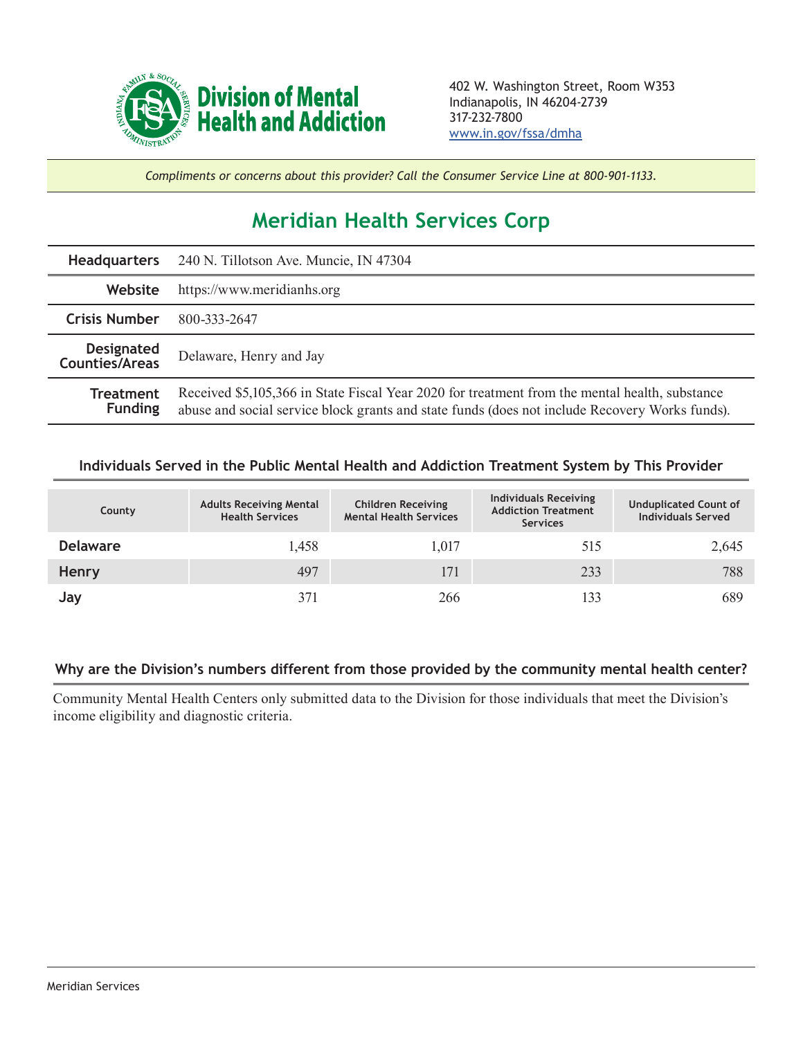**Division of Mental Health and Addiction**

402 W. Washington Street, Room W353
Indianapolis, IN 46204-2739
317-232-7800
www.in.gov/fssa/dmha

*Compliments or concerns about this provider? Call the Consumer Service Line at 800-901-1133.*

# Meridian Health Services Corp

| | |
|---|---|
| **Headquarters** | 240 N. Tillotson Ave. Muncie, IN 47304 |
| **Website** | https://www.meridianhs.org |
| **Crisis Number** | 800-333-2647 |
| **Designated Counties/Areas** | Delaware, Henry and Jay |
| **Treatment Funding** | Received $5,105,366 in State Fiscal Year 2020 for treatment from the mental health, substance abuse and social service block grants and state funds (does not include Recovery Works funds). |

## Individuals Served in the Public Mental Health and Addiction Treatment System by This Provider

| County | Adults Receiving Mental Health Services | Children Receiving Mental Health Services | Individuals Receiving Addiction Treatment Services | Unduplicated Count of Individuals Served |
|---|---|---|---|---|
| **Delaware** | 1,458 | 1,017 | 515 | 2,645 |
| **Henry** | 497 | 171 | 233 | 788 |
| **Jay** | 371 | 266 | 133 | 689 |

## Why are the Division's numbers different from those provided by the community mental health center?

Community Mental Health Centers only submitted data to the Division for those individuals that meet the Division's income eligibility and diagnostic criteria.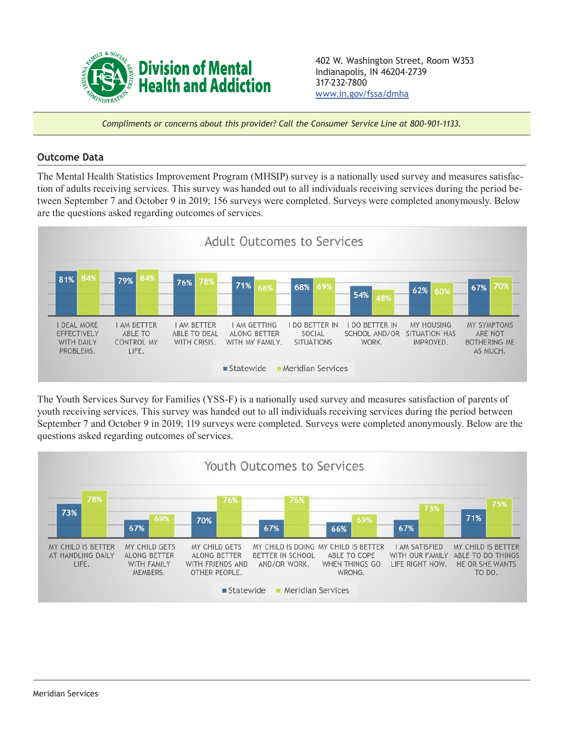Division of Mental Health and Addiction

402 W. Washington Street, Room W353
Indianapolis, IN 46204-2739
317-232-7800
www.in.gov/fssa/dmha

*Compliments or concerns about this provider? Call the Consumer Service Line at 800-901-1133.*

## Outcome Data

The Mental Health Statistics Improvement Program (MHSIP) survey is a nationally used survey and measures satisfaction of adults receiving services. This survey was handed out to all individuals receiving services during the period between September 7 and October 9 in 2019; 156 surveys were completed. Surveys were completed anonymously. Below are the questions asked regarding outcomes of services.

Adult Outcomes to Services

81% 84%
I DEAL MORE EFFECTIVELY WITH DAILY PROBLEMS.

79% 84%
I AM BETTER ABLE TO CONTROL MY LIFE.

76% 78%
I AM BETTER ABLE TO DEAL WITH CRISIS.

71% 66%
I AM GETTING ALONG BETTER WITH MY FAMILY.

68% 69%
I DO BETTER IN SOCIAL SITUATIONS

54% 48%
I DO BETTER IN SCHOOL AND/OR WORK.

62% 60%
MY HOUSING SITUATION HAS IMPROVED.

67% 70%
MY SYMPTOMS ARE NOT BOTHERING ME AS MUCH.

Statewide
Meridian Services

The Youth Services Survey for Families (YSS-F) is a nationally used survey and measures satisfaction of parents of youth receiving services. This survey was handed out to all individuals receiving services during the period between September 7 and October 9 in 2019; 119 surveys were completed. Surveys were completed anonymously. Below are the questions asked regarding outcomes of services.

Youth Outcomes to Services

73% 78%
MY CHILD IS BETTER AT HANDLING DAILY LIFE.

67% 69%
MY CHILD GETS ALONG BETTER WITH FAMILY MEMBERS.

70% 76%
MY CHILD GETS ALONG BETTER WITH FRIENDS AND OTHER PEOPLE.

67% 76%
MY CHILD IS DOING BETTER IN SCHOOL AND/OR WORK.

66% 69%
MY CHILD IS BETTER ABLE TO COPE WHEN THINGS GO WRONG.

67% 73%
I AM SATISFIED WITH OUR FAMILY LIFE RIGHT NOW.

71% 75%
MY CHILD IS BETTER ABLE TO DO THINGS HE OR SHE WANTS TO DO.

Statewide
Meridian Services

Meridian Services